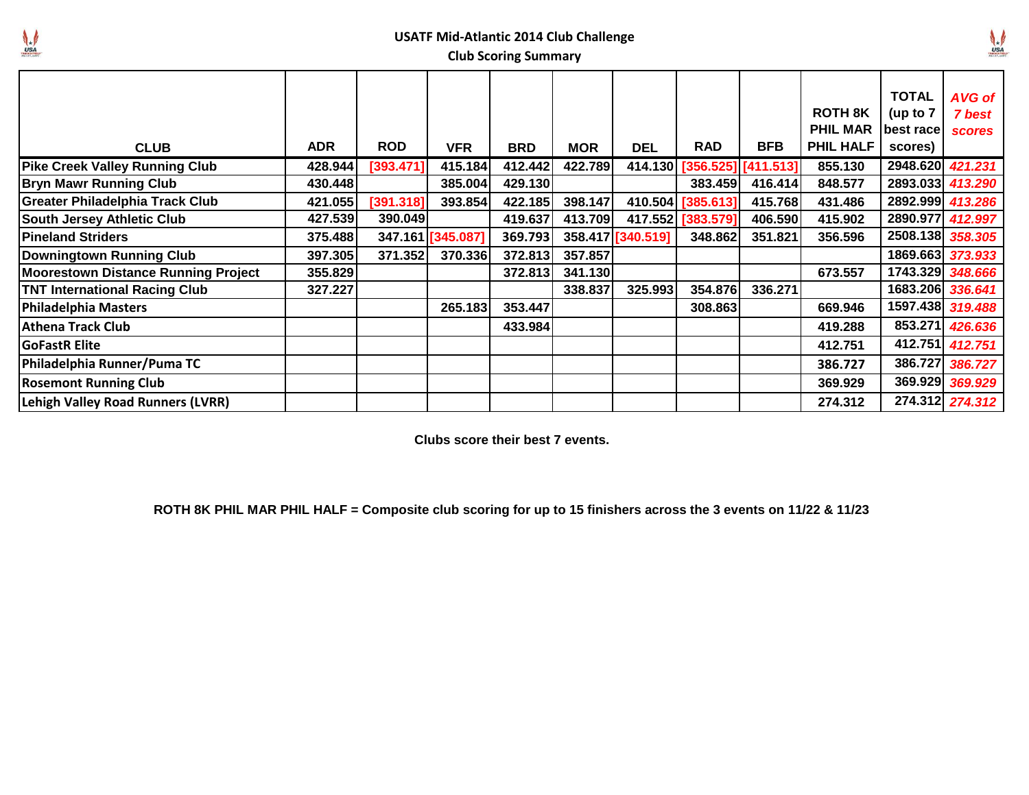## USATF Mid-Atlantic 2014 Club Challenge

### Club Scoring Summary

| CLUB | ADR | ROD | VFR | BRD | MOR | DEL | RAD | BFB | ROTH 8K PHIL MAR PHIL HALF | TOTAL (up to 7 best race scores) | *AVG of 7 best scores* |
|---|---|---|---|---|---|---|---|---|---|---|---|
| Pike Creek Valley Running Club | 428.944 | [393.471] | 415.184 | 412.442 | 422.789 | 414.130 | [356.525] | [411.513] | 855.130 | 2948.620 | *421.231* |
| Bryn Mawr Running Club | 430.448 | | 385.004 | 429.130 | | | 383.459 | 416.414 | 848.577 | 2893.033 | *413.290* |
| Greater Philadelphia Track Club | 421.055 | [391.318] | 393.854 | 422.185 | 398.147 | 410.504 | [385.613] | 415.768 | 431.486 | 2892.999 | *413.286* |
| South Jersey Athletic Club | 427.539 | 390.049 | | 419.637 | 413.709 | 417.552 | [383.579] | 406.590 | 415.902 | 2890.977 | *412.997* |
| Pineland Striders | 375.488 | 347.161 | [345.087] | 369.793 | 358.417 | [340.519] | 348.862 | 351.821 | 356.596 | 2508.138 | *358.305* |
| Downingtown Running Club | 397.305 | 371.352 | 370.336 | 372.813 | 357.857 | | | | | 1869.663 | *373.933* |
| Moorestown Distance Running Project | 355.829 | | | 372.813 | 341.130 | | | | 673.557 | 1743.329 | *348.666* |
| TNT International Racing Club | 327.227 | | | | 338.837 | 325.993 | 354.876 | 336.271 | | 1683.206 | *336.641* |
| Philadelphia Masters | | | 265.183 | 353.447 | | | 308.863 | | 669.946 | 1597.438 | *319.488* |
| Athena Track Club | | | | 433.984 | | | | | 419.288 | 853.271 | *426.636* |
| GoFastR Elite | | | | | | | | | 412.751 | 412.751 | *412.751* |
| Philadelphia Runner/Puma TC | | | | | | | | | 386.727 | 386.727 | *386.727* |
| Rosemont Running Club | | | | | | | | | 369.929 | 369.929 | *369.929* |
| Lehigh Valley Road Runners (LVRR) | | | | | | | | | 274.312 | 274.312 | *274.312* |

**Clubs score their best 7 events.**

**ROTH 8K PHIL MAR PHIL HALF = Composite club scoring for up to 15 finishers across the 3 events on 11/22 & 11/23**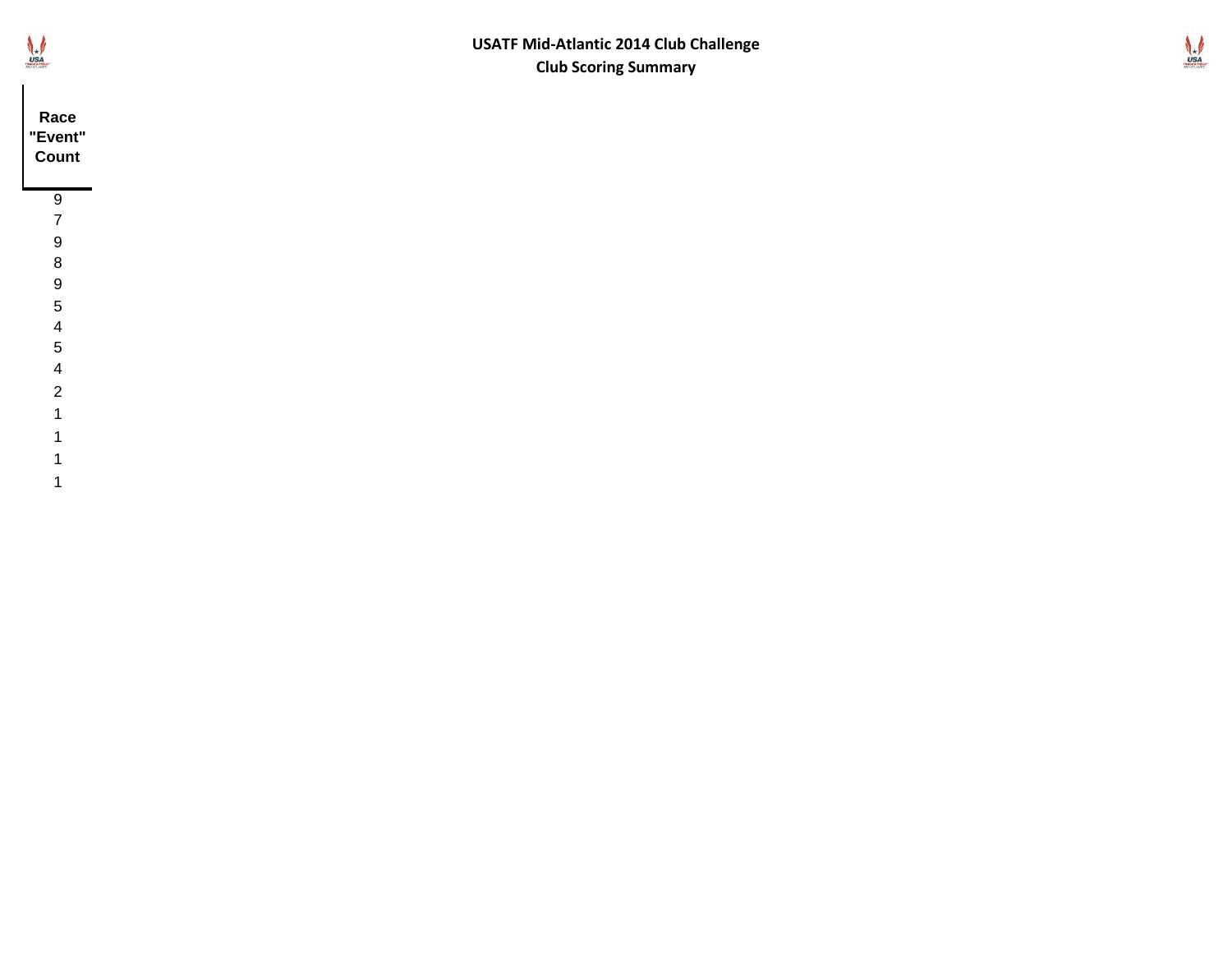USATF Mid-Atlantic 2014 Club Challenge
Club Scoring Summary

| Race "Event" Count |
|---|
| 9 |
| 7 |
| 9 |
| 8 |
| 9 |
| 5 |
| 4 |
| 5 |
| 4 |
| 2 |
| 1 |
| 1 |
| 1 |
| 1 |